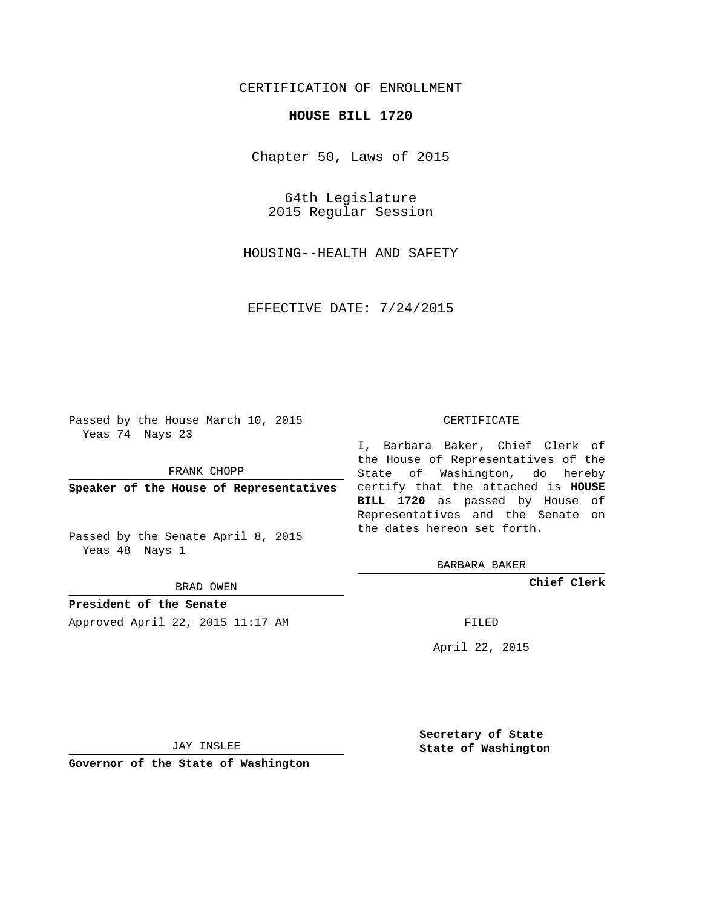CERTIFICATION OF ENROLLMENT

**HOUSE BILL 1720**

Chapter 50, Laws of 2015

64th Legislature
2015 Regular Session

HOUSING--HEALTH AND SAFETY

EFFECTIVE DATE: 7/24/2015

Passed by the House March 10, 2015
Yeas 74 Nays 23

FRANK CHOPP

**Speaker of the House of Representatives**

Passed by the Senate April 8, 2015
Yeas 48 Nays 1

BRAD OWEN

**President of the Senate**

Approved April 22, 2015 11:17 AM

JAY INSLEE

**Governor of the State of Washington**

CERTIFICATE

I, Barbara Baker, Chief Clerk of the House of Representatives of the State of Washington, do hereby certify that the attached is **HOUSE BILL 1720** as passed by House of Representatives and the Senate on the dates hereon set forth.

BARBARA BAKER

**Chief Clerk**

FILED

April 22, 2015

**Secretary of State**
**State of Washington**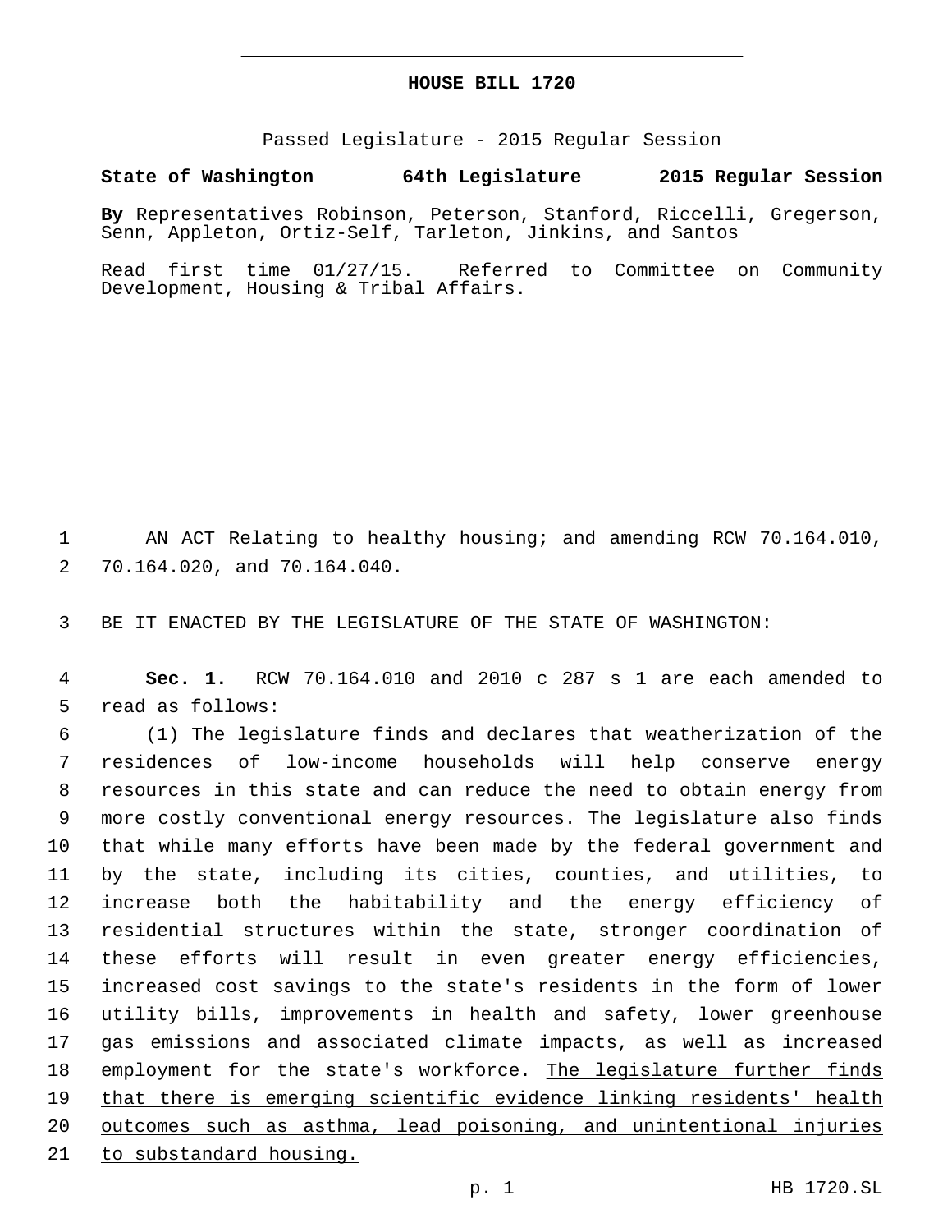# HOUSE BILL 1720

Passed Legislature - 2015 Regular Session

**State of Washington 64th Legislature 2015 Regular Session**

**By** Representatives Robinson, Peterson, Stanford, Riccelli, Gregerson, Senn, Appleton, Ortiz-Self, Tarleton, Jinkins, and Santos

Read first time 01/27/15. Referred to Committee on Community Development, Housing & Tribal Affairs.

AN ACT Relating to healthy housing; and amending RCW 70.164.010, 70.164.020, and 70.164.040.

BE IT ENACTED BY THE LEGISLATURE OF THE STATE OF WASHINGTON:

**Sec. 1.** RCW 70.164.010 and 2010 c 287 s 1 are each amended to read as follows:

(1) The legislature finds and declares that weatherization of the residences of low-income households will help conserve energy resources in this state and can reduce the need to obtain energy from more costly conventional energy resources. The legislature also finds that while many efforts have been made by the federal government and by the state, including its cities, counties, and utilities, to increase both the habitability and the energy efficiency of residential structures within the state, stronger coordination of these efforts will result in even greater energy efficiencies, increased cost savings to the state's residents in the form of lower utility bills, improvements in health and safety, lower greenhouse gas emissions and associated climate impacts, as well as increased employment for the state's workforce. <u>The legislature further finds that there is emerging scientific evidence linking residents' health outcomes such as asthma, lead poisoning, and unintentional injuries to substandard housing.</u>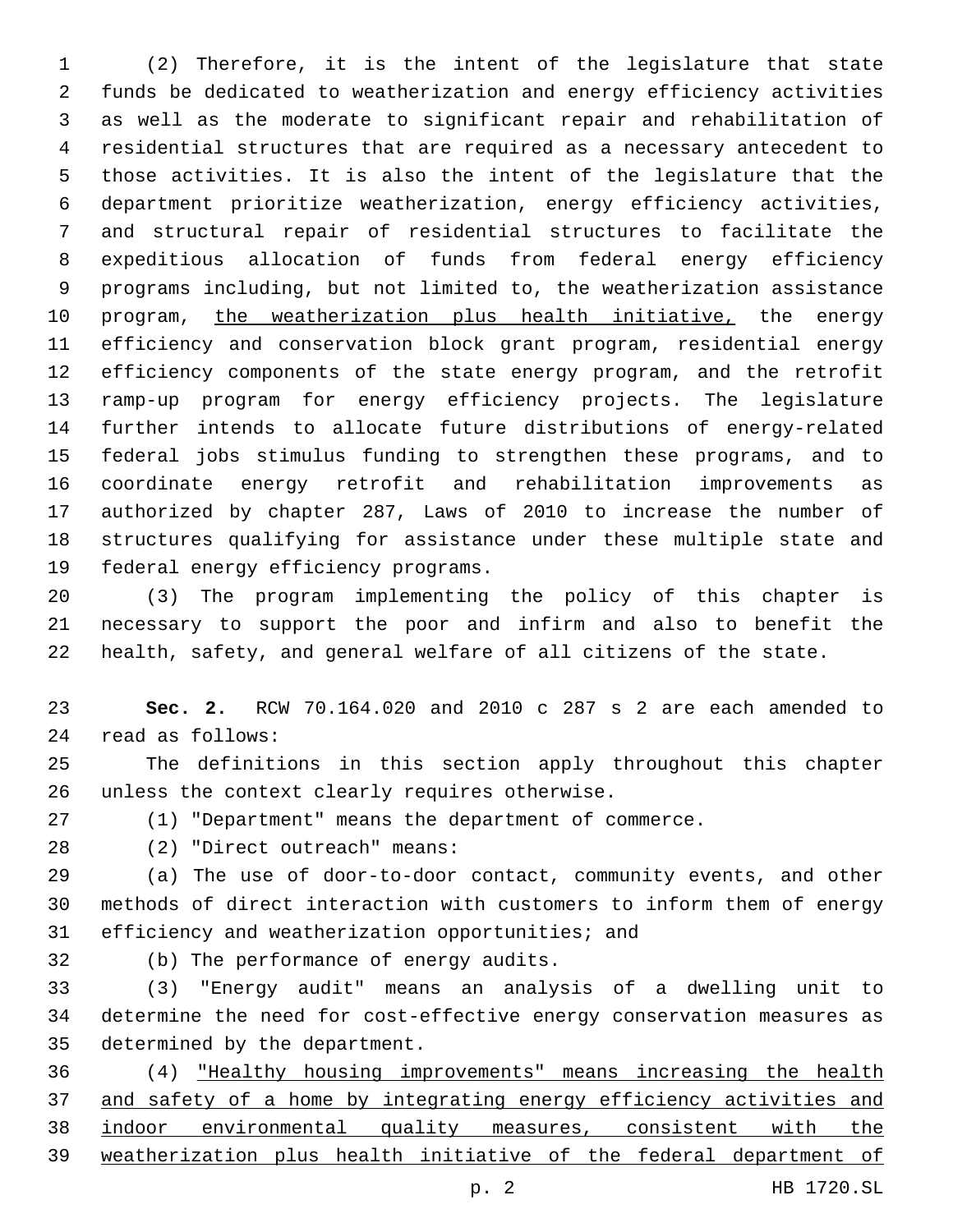(2) Therefore, it is the intent of the legislature that state funds be dedicated to weatherization and energy efficiency activities as well as the moderate to significant repair and rehabilitation of residential structures that are required as a necessary antecedent to those activities. It is also the intent of the legislature that the department prioritize weatherization, energy efficiency activities, and structural repair of residential structures to facilitate the expeditious allocation of funds from federal energy efficiency programs including, but not limited to, the weatherization assistance program, <u>the weatherization plus health initiative,</u> the energy efficiency and conservation block grant program, residential energy efficiency components of the state energy program, and the retrofit ramp-up program for energy efficiency projects. The legislature further intends to allocate future distributions of energy-related federal jobs stimulus funding to strengthen these programs, and to coordinate energy retrofit and rehabilitation improvements as authorized by chapter 287, Laws of 2010 to increase the number of structures qualifying for assistance under these multiple state and federal energy efficiency programs.

(3) The program implementing the policy of this chapter is necessary to support the poor and infirm and also to benefit the health, safety, and general welfare of all citizens of the state.

**Sec. 2.** RCW 70.164.020 and 2010 c 287 s 2 are each amended to read as follows:

The definitions in this section apply throughout this chapter unless the context clearly requires otherwise.

(1) "Department" means the department of commerce.

(2) "Direct outreach" means:

(a) The use of door-to-door contact, community events, and other methods of direct interaction with customers to inform them of energy efficiency and weatherization opportunities; and

(b) The performance of energy audits.

(3) "Energy audit" means an analysis of a dwelling unit to determine the need for cost-effective energy conservation measures as determined by the department.

(4) <u>"Healthy housing improvements" means increasing the health and safety of a home by integrating energy efficiency activities and indoor environmental quality measures, consistent with the weatherization plus health initiative of the federal department of</u>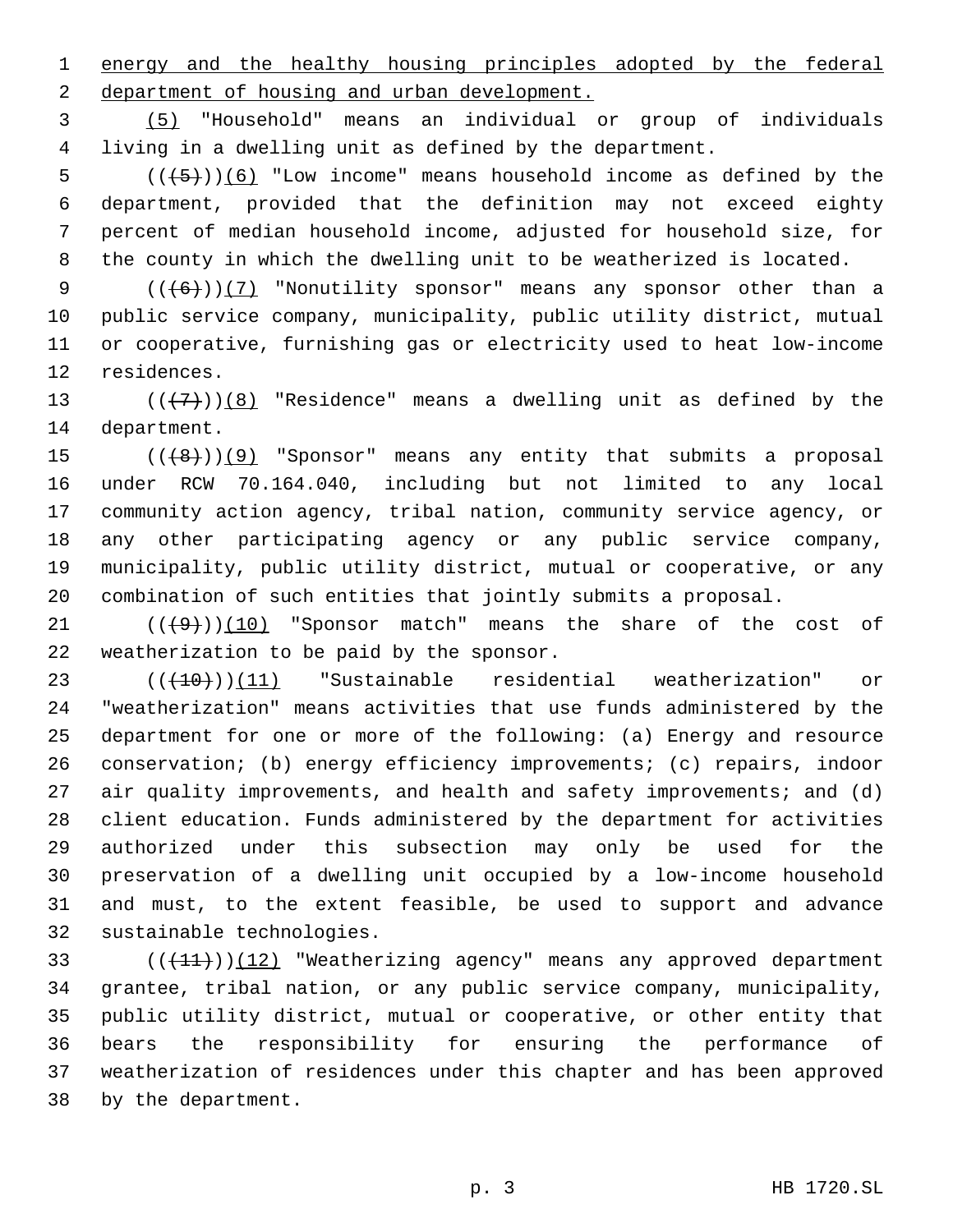energy and the healthy housing principles adopted by the federal department of housing and urban development.

(5) "Household" means an individual or group of individuals living in a dwelling unit as defined by the department.

(((5)))(6) "Low income" means household income as defined by the department, provided that the definition may not exceed eighty percent of median household income, adjusted for household size, for the county in which the dwelling unit to be weatherized is located.

(((6)))(7) "Nonutility sponsor" means any sponsor other than a public service company, municipality, public utility district, mutual or cooperative, furnishing gas or electricity used to heat low-income residences.

(((7)))(8) "Residence" means a dwelling unit as defined by the department.

(((8)))(9) "Sponsor" means any entity that submits a proposal under RCW 70.164.040, including but not limited to any local community action agency, tribal nation, community service agency, or any other participating agency or any public service company, municipality, public utility district, mutual or cooperative, or any combination of such entities that jointly submits a proposal.

(((9)))(10) "Sponsor match" means the share of the cost of weatherization to be paid by the sponsor.

(((10)))(11) "Sustainable residential weatherization" or "weatherization" means activities that use funds administered by the department for one or more of the following: (a) Energy and resource conservation; (b) energy efficiency improvements; (c) repairs, indoor air quality improvements, and health and safety improvements; and (d) client education. Funds administered by the department for activities authorized under this subsection may only be used for the preservation of a dwelling unit occupied by a low-income household and must, to the extent feasible, be used to support and advance sustainable technologies.

(((11)))(12) "Weatherizing agency" means any approved department grantee, tribal nation, or any public service company, municipality, public utility district, mutual or cooperative, or other entity that bears the responsibility for ensuring the performance of weatherization of residences under this chapter and has been approved by the department.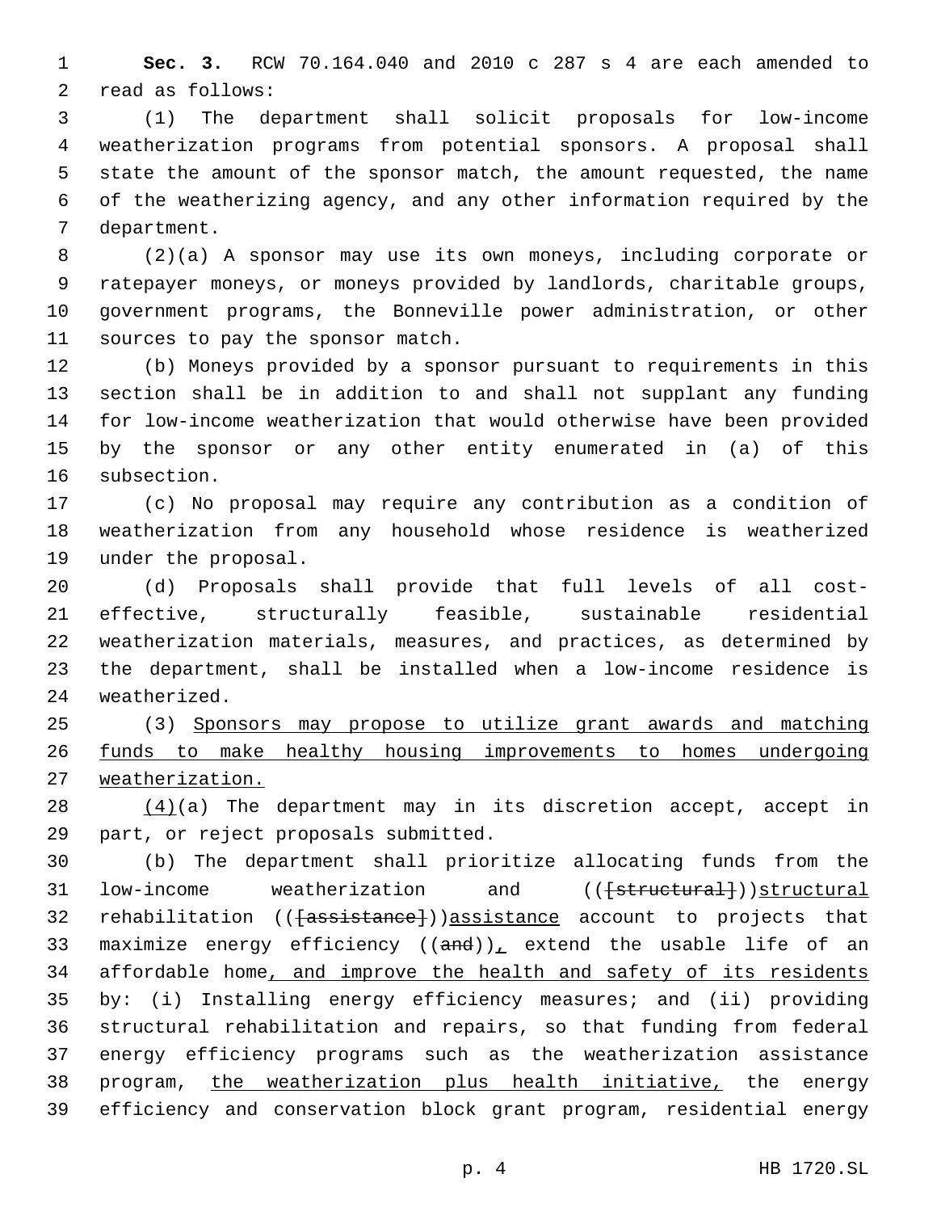**Sec. 3.** RCW 70.164.040 and 2010 c 287 s 4 are each amended to read as follows:

(1) The department shall solicit proposals for low-income weatherization programs from potential sponsors. A proposal shall state the amount of the sponsor match, the amount requested, the name of the weatherizing agency, and any other information required by the department.

(2)(a) A sponsor may use its own moneys, including corporate or ratepayer moneys, or moneys provided by landlords, charitable groups, government programs, the Bonneville power administration, or other sources to pay the sponsor match.

(b) Moneys provided by a sponsor pursuant to requirements in this section shall be in addition to and shall not supplant any funding for low-income weatherization that would otherwise have been provided by the sponsor or any other entity enumerated in (a) of this subsection.

(c) No proposal may require any contribution as a condition of weatherization from any household whose residence is weatherized under the proposal.

(d) Proposals shall provide that full levels of all cost-effective, structurally feasible, sustainable residential weatherization materials, measures, and practices, as determined by the department, shall be installed when a low-income residence is weatherized.

(3) <u>Sponsors may propose to utilize grant awards and matching funds to make healthy housing improvements to homes undergoing weatherization.</u>

<u>(4)</u>(a) The department may in its discretion accept, accept in part, or reject proposals submitted.

(b) The department shall prioritize allocating funds from the low-income weatherization and ((~~[structural]~~))<u>structural</u> rehabilitation ((~~[assistance]~~))<u>assistance</u> account to projects that maximize energy efficiency ((~~and~~))<u>,</u> extend the usable life of an affordable home<u>, and improve the health and safety of its residents</u> by: (i) Installing energy efficiency measures; and (ii) providing structural rehabilitation and repairs, so that funding from federal energy efficiency programs such as the weatherization assistance program, <u>the weatherization plus health initiative,</u> the energy efficiency and conservation block grant program, residential energy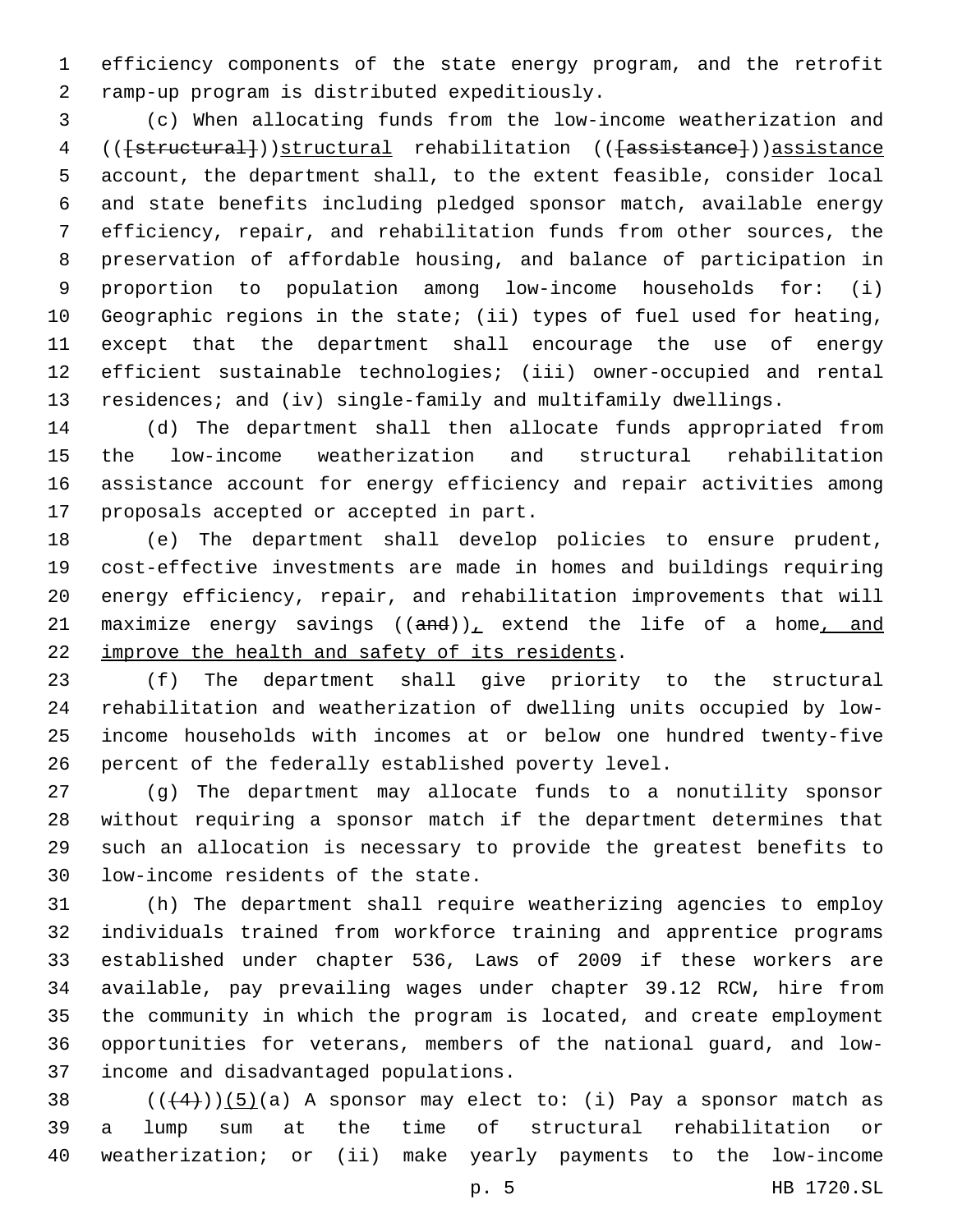efficiency components of the state energy program, and the retrofit ramp-up program is distributed expeditiously.

(c) When allocating funds from the low-income weatherization and (([structural]))structural rehabilitation (([assistance]))assistance account, the department shall, to the extent feasible, consider local and state benefits including pledged sponsor match, available energy efficiency, repair, and rehabilitation funds from other sources, the preservation of affordable housing, and balance of participation in proportion to population among low-income households for: (i) Geographic regions in the state; (ii) types of fuel used for heating, except that the department shall encourage the use of energy efficient sustainable technologies; (iii) owner-occupied and rental residences; and (iv) single-family and multifamily dwellings.

(d) The department shall then allocate funds appropriated from the low-income weatherization and structural rehabilitation assistance account for energy efficiency and repair activities among proposals accepted or accepted in part.

(e) The department shall develop policies to ensure prudent, cost-effective investments are made in homes and buildings requiring energy efficiency, repair, and rehabilitation improvements that will maximize energy savings ((and)), extend the life of a home, and improve the health and safety of its residents.

(f) The department shall give priority to the structural rehabilitation and weatherization of dwelling units occupied by low-income households with incomes at or below one hundred twenty-five percent of the federally established poverty level.

(g) The department may allocate funds to a nonutility sponsor without requiring a sponsor match if the department determines that such an allocation is necessary to provide the greatest benefits to low-income residents of the state.

(h) The department shall require weatherizing agencies to employ individuals trained from workforce training and apprentice programs established under chapter 536, Laws of 2009 if these workers are available, pay prevailing wages under chapter 39.12 RCW, hire from the community in which the program is located, and create employment opportunities for veterans, members of the national guard, and low-income and disadvantaged populations.

(((4)))(5)(a) A sponsor may elect to: (i) Pay a sponsor match as a lump sum at the time of structural rehabilitation or weatherization; or (ii) make yearly payments to the low-income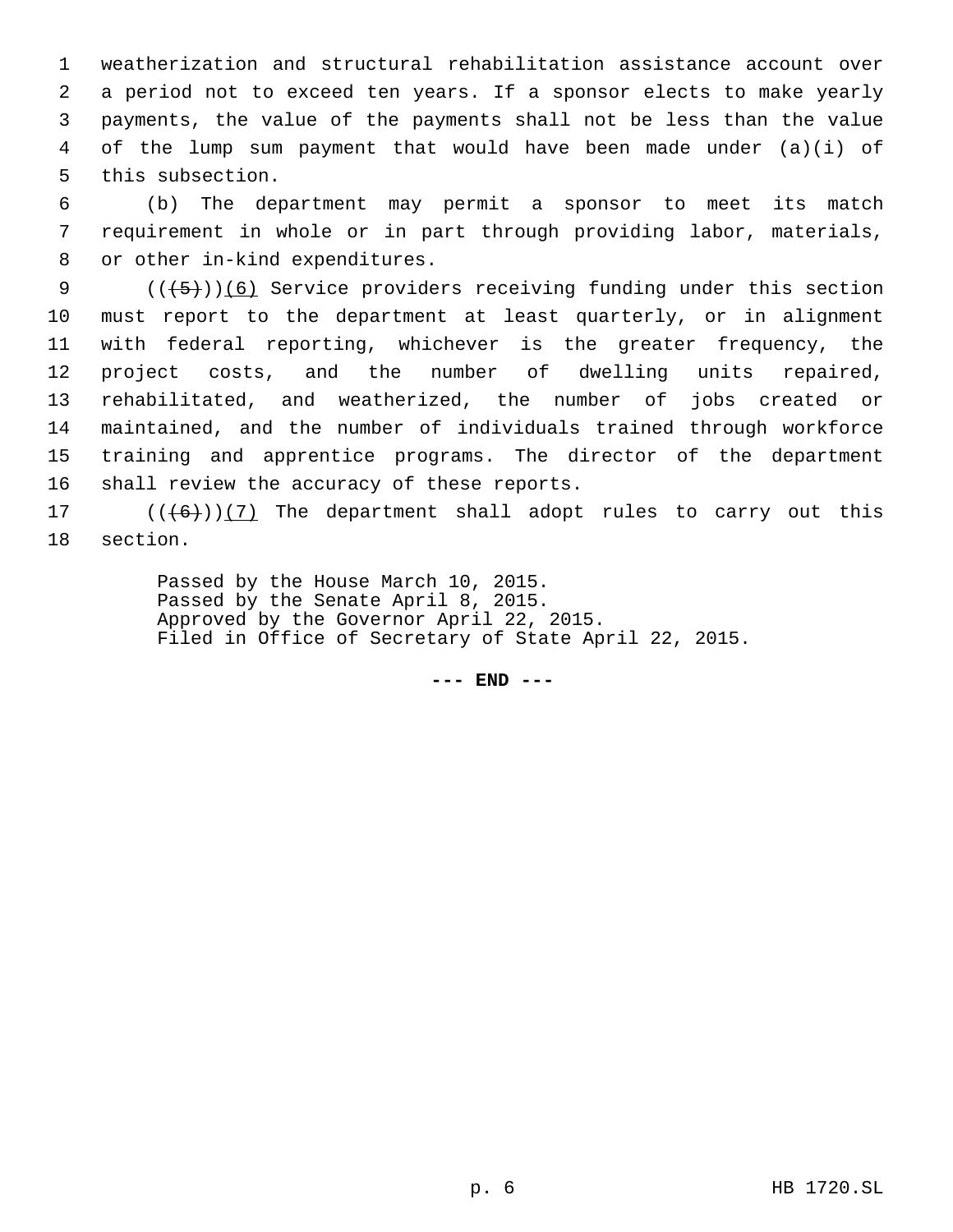weatherization and structural rehabilitation assistance account over a period not to exceed ten years. If a sponsor elects to make yearly payments, the value of the payments shall not be less than the value of the lump sum payment that would have been made under (a)(i) of this subsection.

(b) The department may permit a sponsor to meet its match requirement in whole or in part through providing labor, materials, or other in-kind expenditures.

((~~(5)~~))(6) Service providers receiving funding under this section must report to the department at least quarterly, or in alignment with federal reporting, whichever is the greater frequency, the project costs, and the number of dwelling units repaired, rehabilitated, and weatherized, the number of jobs created or maintained, and the number of individuals trained through workforce training and apprentice programs. The director of the department shall review the accuracy of these reports.

((~~(6)~~))(7) The department shall adopt rules to carry out this section.

Passed by the House March 10, 2015.
Passed by the Senate April 8, 2015.
Approved by the Governor April 22, 2015.
Filed in Office of Secretary of State April 22, 2015.

**--- END ---**